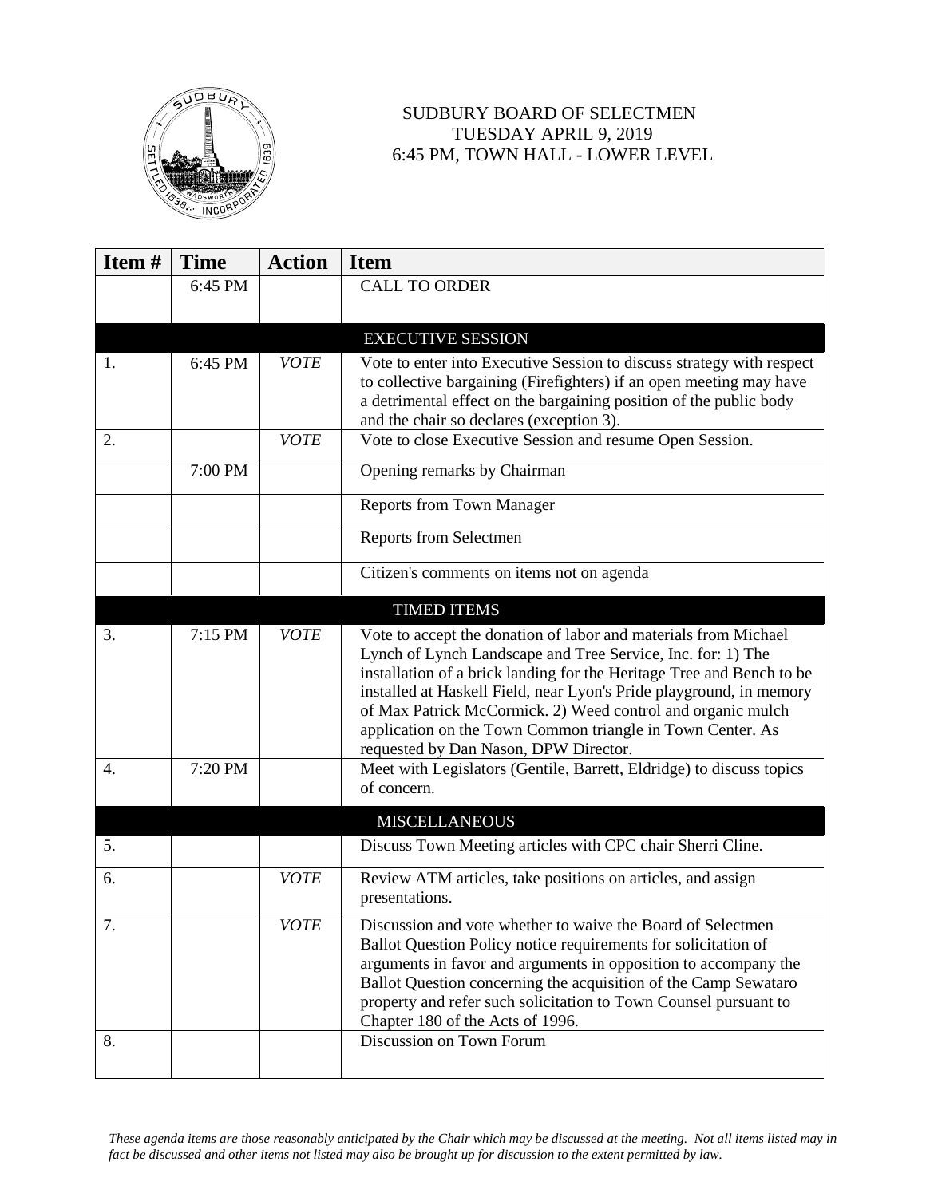# SUDBURY BOARD OF SELECTMEN
## TUESDAY APRIL 9, 2019
## 6:45 PM, TOWN HALL - LOWER LEVEL

| Item # | Time | Action | Item |
|---|---|---|---|
| | 6:45 PM | | CALL TO ORDER |
| | | | **EXECUTIVE SESSION** |
| 1. | 6:45 PM | *VOTE* | Vote to enter into Executive Session to discuss strategy with respect to collective bargaining (Firefighters) if an open meeting may have a detrimental effect on the bargaining position of the public body and the chair so declares (exception 3). |
| 2. | | *VOTE* | Vote to close Executive Session and resume Open Session. |
| | 7:00 PM | | Opening remarks by Chairman |
| | | | Reports from Town Manager |
| | | | Reports from Selectmen |
| | | | Citizen's comments on items not on agenda |
| | | | **TIMED ITEMS** |
| 3. | 7:15 PM | *VOTE* | Vote to accept the donation of labor and materials from Michael Lynch of Lynch Landscape and Tree Service, Inc. for: 1) The installation of a brick landing for the Heritage Tree and Bench to be installed at Haskell Field, near Lyon's Pride playground, in memory of Max Patrick McCormick. 2) Weed control and organic mulch application on the Town Common triangle in Town Center. As requested by Dan Nason, DPW Director. |
| 4. | 7:20 PM | | Meet with Legislators (Gentile, Barrett, Eldridge) to discuss topics of concern. |
| | | | **MISCELLANEOUS** |
| 5. | | | Discuss Town Meeting articles with CPC chair Sherri Cline. |
| 6. | | *VOTE* | Review ATM articles, take positions on articles, and assign presentations. |
| 7. | | *VOTE* | Discussion and vote whether to waive the Board of Selectmen Ballot Question Policy notice requirements for solicitation of arguments in favor and arguments in opposition to accompany the Ballot Question concerning the acquisition of the Camp Sewataro property and refer such solicitation to Town Counsel pursuant to Chapter 180 of the Acts of 1996. |
| 8. | | | Discussion on Town Forum |

*These agenda items are those reasonably anticipated by the Chair which may be discussed at the meeting. Not all items listed may in fact be discussed and other items not listed may also be brought up for discussion to the extent permitted by law.*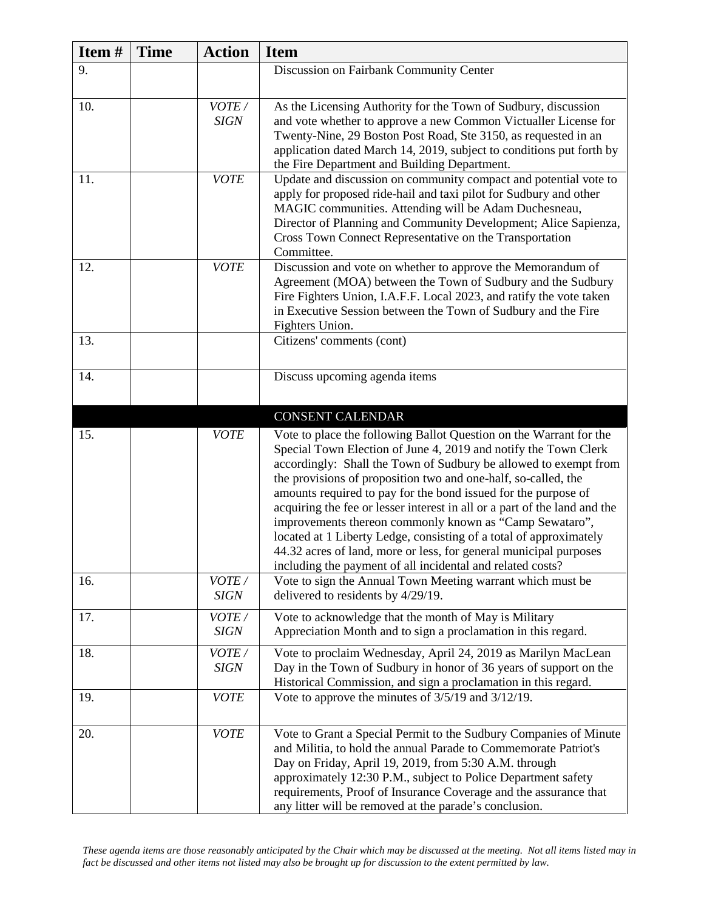| Item # | Time | Action | Item |
|---|---|---|---|
| 9. | | | Discussion on Fairbank Community Center |
| 10. | | *VOTE / SIGN* | As the Licensing Authority for the Town of Sudbury, discussion and vote whether to approve a new Common Victualler License for Twenty-Nine, 29 Boston Post Road, Ste 3150, as requested in an application dated March 14, 2019, subject to conditions put forth by the Fire Department and Building Department. |
| 11. | | *VOTE* | Update and discussion on community compact and potential vote to apply for proposed ride-hail and taxi pilot for Sudbury and other MAGIC communities. Attending will be Adam Duchesneau, Director of Planning and Community Development; Alice Sapienza, Cross Town Connect Representative on the Transportation Committee. |
| 12. | | *VOTE* | Discussion and vote on whether to approve the Memorandum of Agreement (MOA) between the Town of Sudbury and the Sudbury Fire Fighters Union, I.A.F.F. Local 2023, and ratify the vote taken in Executive Session between the Town of Sudbury and the Fire Fighters Union. |
| 13. | | | Citizens' comments (cont) |
| 14. | | | Discuss upcoming agenda items |
| | | | **CONSENT CALENDAR** |
| 15. | | *VOTE* | Vote to place the following Ballot Question on the Warrant for the Special Town Election of June 4, 2019 and notify the Town Clerk accordingly: Shall the Town of Sudbury be allowed to exempt from the provisions of proposition two and one-half, so-called, the amounts required to pay for the bond issued for the purpose of acquiring the fee or lesser interest in all or a part of the land and the improvements thereon commonly known as "Camp Sewataro", located at 1 Liberty Ledge, consisting of a total of approximately 44.32 acres of land, more or less, for general municipal purposes including the payment of all incidental and related costs? |
| 16. | | *VOTE / SIGN* | Vote to sign the Annual Town Meeting warrant which must be delivered to residents by 4/29/19. |
| 17. | | *VOTE / SIGN* | Vote to acknowledge that the month of May is Military Appreciation Month and to sign a proclamation in this regard. |
| 18. | | *VOTE / SIGN* | Vote to proclaim Wednesday, April 24, 2019 as Marilyn MacLean Day in the Town of Sudbury in honor of 36 years of support on the Historical Commission, and sign a proclamation in this regard. |
| 19. | | *VOTE* | Vote to approve the minutes of 3/5/19 and 3/12/19. |
| 20. | | *VOTE* | Vote to Grant a Special Permit to the Sudbury Companies of Minute and Militia, to hold the annual Parade to Commemorate Patriot's Day on Friday, April 19, 2019, from 5:30 A.M. through approximately 12:30 P.M., subject to Police Department safety requirements, Proof of Insurance Coverage and the assurance that any litter will be removed at the parade's conclusion. |

*These agenda items are those reasonably anticipated by the Chair which may be discussed at the meeting. Not all items listed may in fact be discussed and other items not listed may also be brought up for discussion to the extent permitted by law.*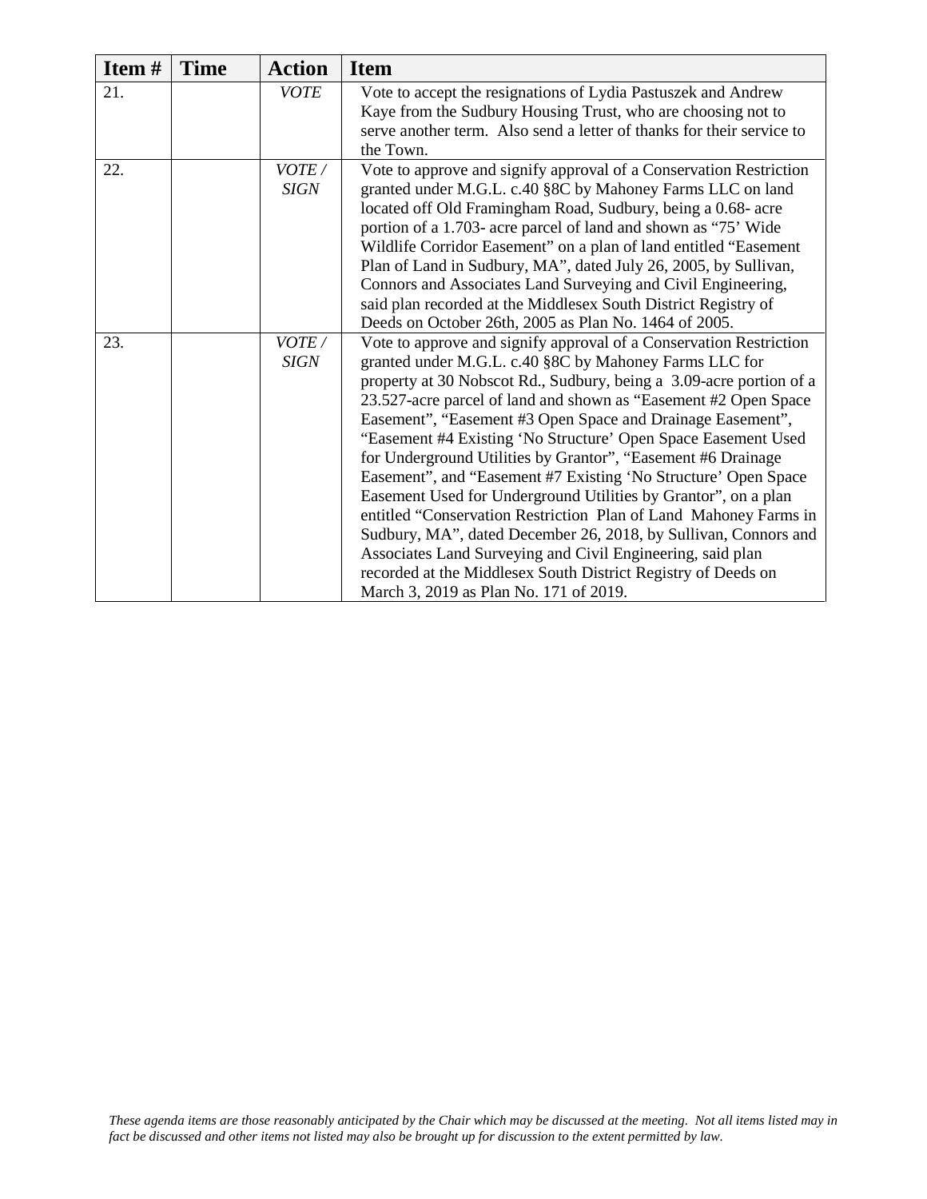| Item # | Time | Action | Item |
|---|---|---|---|
| 21. | | *VOTE* | Vote to accept the resignations of Lydia Pastuszek and Andrew Kaye from the Sudbury Housing Trust, who are choosing not to serve another term. Also send a letter of thanks for their service to the Town. |
| 22. | | *VOTE / SIGN* | Vote to approve and signify approval of a Conservation Restriction granted under M.G.L. c.40 §8C by Mahoney Farms LLC on land located off Old Framingham Road, Sudbury, being a 0.68- acre portion of a 1.703- acre parcel of land and shown as "75' Wide Wildlife Corridor Easement" on a plan of land entitled "Easement Plan of Land in Sudbury, MA", dated July 26, 2005, by Sullivan, Connors and Associates Land Surveying and Civil Engineering, said plan recorded at the Middlesex South District Registry of Deeds on October 26th, 2005 as Plan No. 1464 of 2005. |
| 23. | | *VOTE / SIGN* | Vote to approve and signify approval of a Conservation Restriction granted under M.G.L. c.40 §8C by Mahoney Farms LLC for property at 30 Nobscot Rd., Sudbury, being a 3.09-acre portion of a 23.527-acre parcel of land and shown as "Easement #2 Open Space Easement", "Easement #3 Open Space and Drainage Easement", "Easement #4 Existing 'No Structure' Open Space Easement Used for Underground Utilities by Grantor", "Easement #6 Drainage Easement", and "Easement #7 Existing 'No Structure' Open Space Easement Used for Underground Utilities by Grantor", on a plan entitled "Conservation Restriction Plan of Land Mahoney Farms in Sudbury, MA", dated December 26, 2018, by Sullivan, Connors and Associates Land Surveying and Civil Engineering, said plan recorded at the Middlesex South District Registry of Deeds on March 3, 2019 as Plan No. 171 of 2019. |

*These agenda items are those reasonably anticipated by the Chair which may be discussed at the meeting. Not all items listed may in fact be discussed and other items not listed may also be brought up for discussion to the extent permitted by law.*